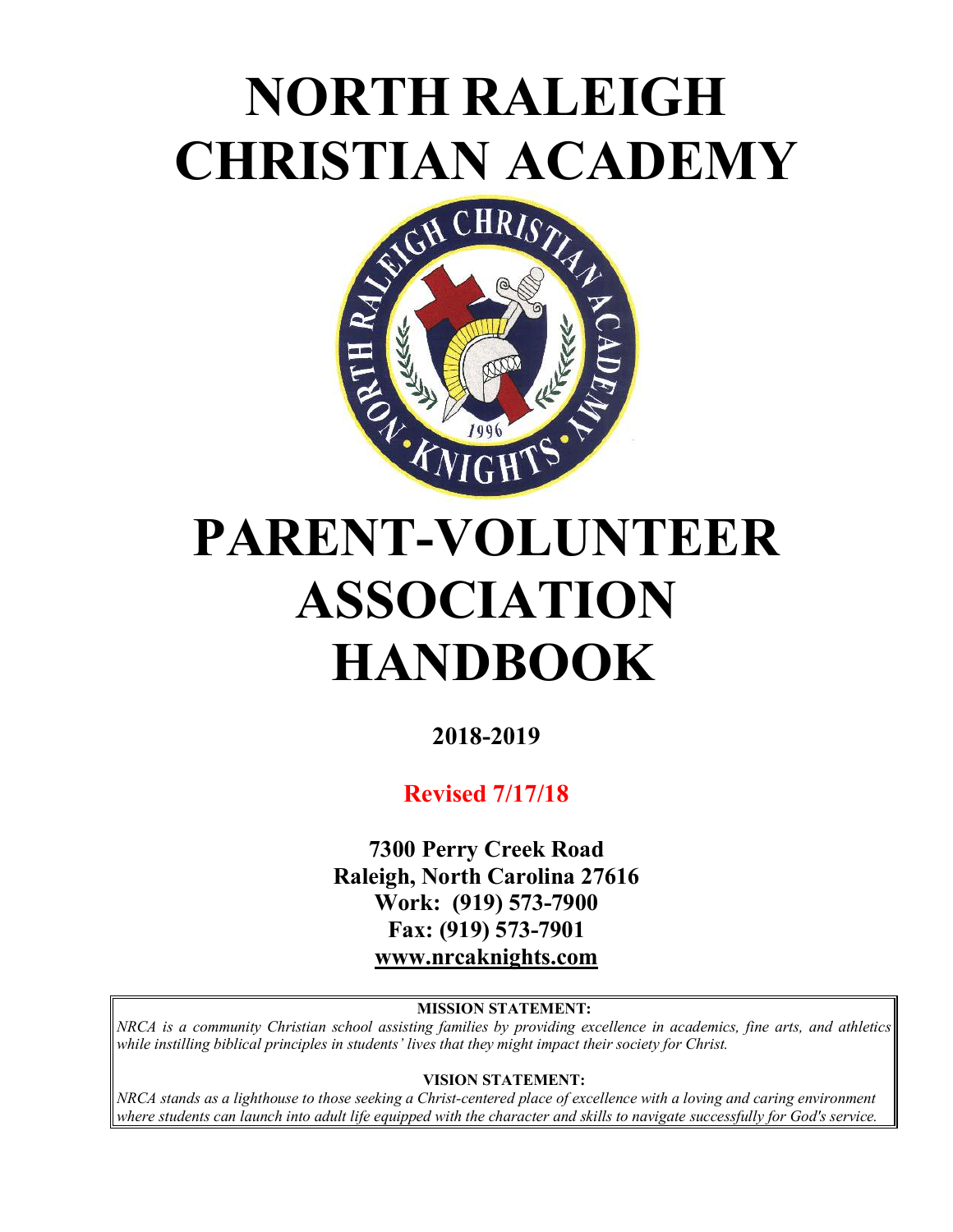# NORTH RALEIGH CHRISTIAN ACADEMY

# PARENT-VOLUNTEER ASSOCIATION HANDBOOK

**2018-2019**

**Revised 7/17/18**

**7300 Perry Creek Road**
**Raleigh, North Carolina 27616**
**Work: (919) 573-7900**
**Fax: (919) 573-7901**
**www.nrcaknights.com**

**MISSION STATEMENT:**

*NRCA is a community Christian school assisting families by providing excellence in academics, fine arts, and athletics while instilling biblical principles in students' lives that they might impact their society for Christ.*

**VISION STATEMENT:**

*NRCA stands as a lighthouse to those seeking a Christ-centered place of excellence with a loving and caring environment where students can launch into adult life equipped with the character and skills to navigate successfully for God's service.*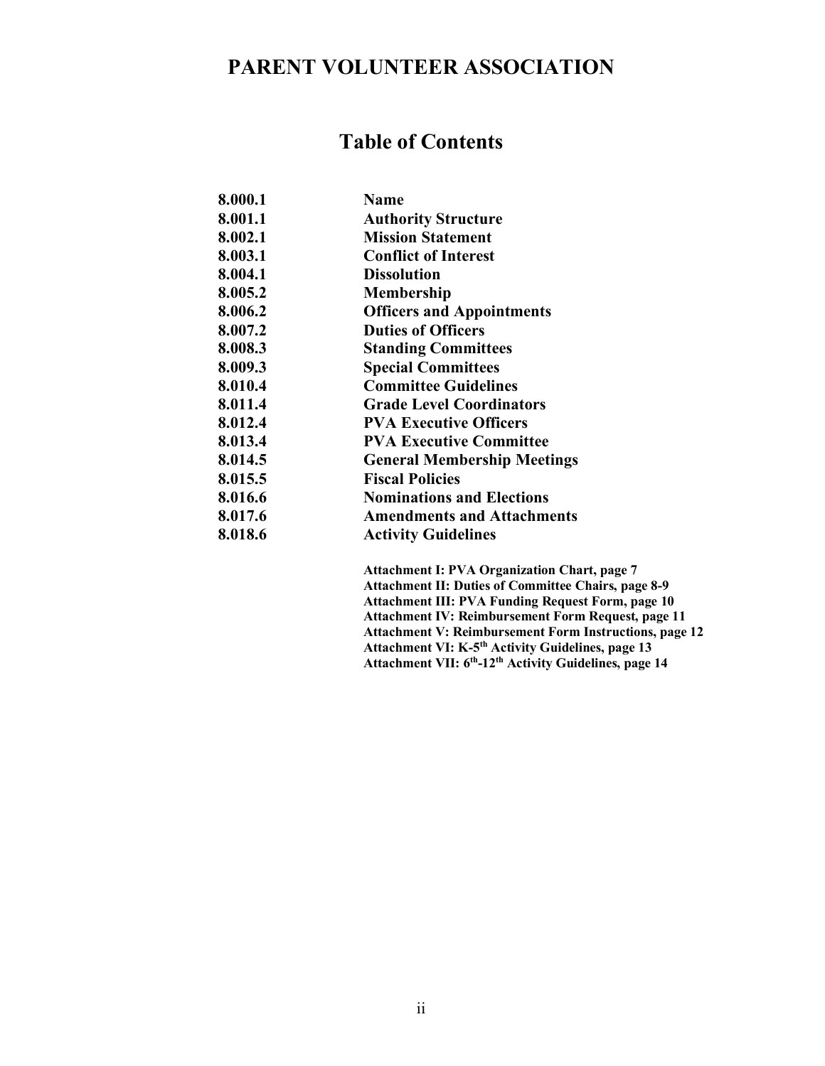# PARENT VOLUNTEER ASSOCIATION

## Table of Contents

| | |
|---|---|
| **8.000.1** | **Name** |
| **8.001.1** | **Authority Structure** |
| **8.002.1** | **Mission Statement** |
| **8.003.1** | **Conflict of Interest** |
| **8.004.1** | **Dissolution** |
| **8.005.2** | **Membership** |
| **8.006.2** | **Officers and Appointments** |
| **8.007.2** | **Duties of Officers** |
| **8.008.3** | **Standing Committees** |
| **8.009.3** | **Special Committees** |
| **8.010.4** | **Committee Guidelines** |
| **8.011.4** | **Grade Level Coordinators** |
| **8.012.4** | **PVA Executive Officers** |
| **8.013.4** | **PVA Executive Committee** |
| **8.014.5** | **General Membership Meetings** |
| **8.015.5** | **Fiscal Policies** |
| **8.016.6** | **Nominations and Elections** |
| **8.017.6** | **Amendments and Attachments** |
| **8.018.6** | **Activity Guidelines** |

**Attachment I: PVA Organization Chart, page 7**
**Attachment II: Duties of Committee Chairs, page 8-9**
**Attachment III: PVA Funding Request Form, page 10**
**Attachment IV: Reimbursement Form Request, page 11**
**Attachment V: Reimbursement Form Instructions, page 12**
**Attachment VI: K-5th Activity Guidelines, page 13**
**Attachment VII: 6th-12th Activity Guidelines, page 14**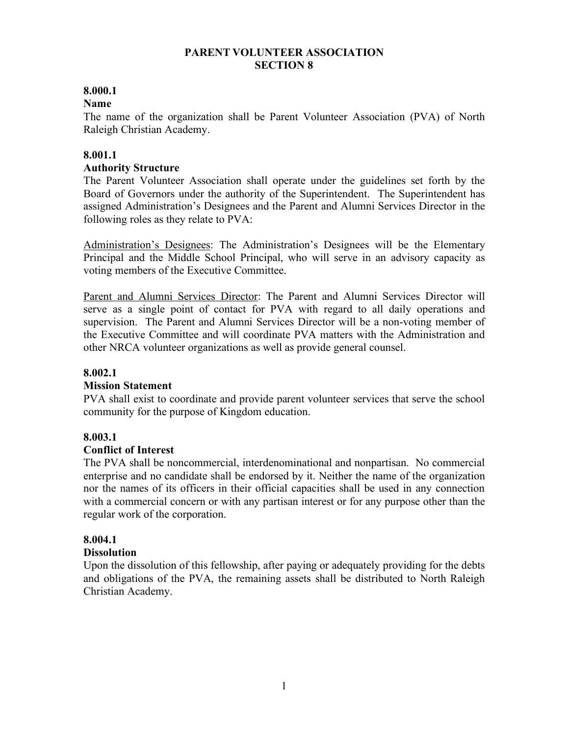# PARENT VOLUNTEER ASSOCIATION
## SECTION 8

**8.000.1**

**Name**

The name of the organization shall be Parent Volunteer Association (PVA) of North Raleigh Christian Academy.

**8.001.1**

**Authority Structure**

The Parent Volunteer Association shall operate under the guidelines set forth by the Board of Governors under the authority of the Superintendent. The Superintendent has assigned Administration's Designees and the Parent and Alumni Services Director in the following roles as they relate to PVA:

<u>Administration's Designees</u>: The Administration's Designees will be the Elementary Principal and the Middle School Principal, who will serve in an advisory capacity as voting members of the Executive Committee.

<u>Parent and Alumni Services Director</u>: The Parent and Alumni Services Director will serve as a single point of contact for PVA with regard to all daily operations and supervision. The Parent and Alumni Services Director will be a non-voting member of the Executive Committee and will coordinate PVA matters with the Administration and other NRCA volunteer organizations as well as provide general counsel.

**8.002.1**

**Mission Statement**

PVA shall exist to coordinate and provide parent volunteer services that serve the school community for the purpose of Kingdom education.

**8.003.1**

**Conflict of Interest**

The PVA shall be noncommercial, interdenominational and nonpartisan. No commercial enterprise and no candidate shall be endorsed by it. Neither the name of the organization nor the names of its officers in their official capacities shall be used in any connection with a commercial concern or with any partisan interest or for any purpose other than the regular work of the corporation.

**8.004.1**

**Dissolution**

Upon the dissolution of this fellowship, after paying or adequately providing for the debts and obligations of the PVA, the remaining assets shall be distributed to North Raleigh Christian Academy.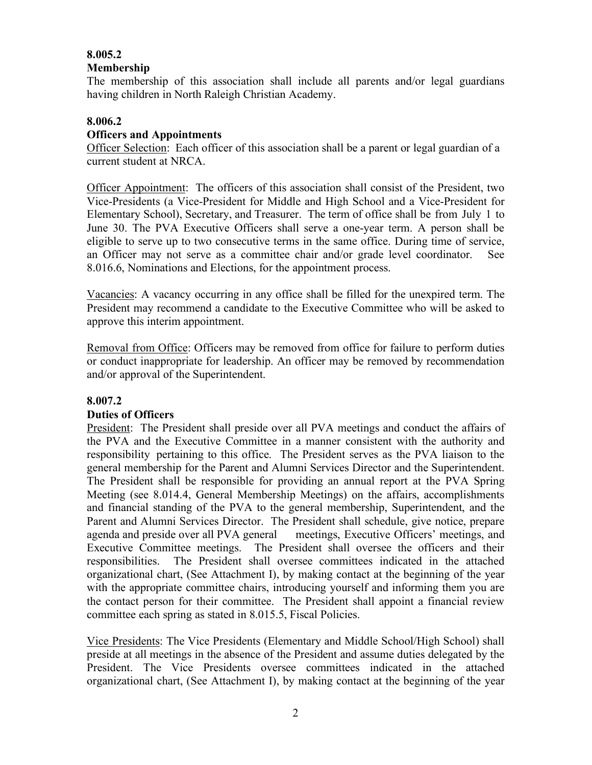**8.005.2**

**Membership**

The membership of this association shall include all parents and/or legal guardians having children in North Raleigh Christian Academy.

**8.006.2**

**Officers and Appointments**

Officer Selection: Each officer of this association shall be a parent or legal guardian of a current student at NRCA.

Officer Appointment: The officers of this association shall consist of the President, two Vice-Presidents (a Vice-President for Middle and High School and a Vice-President for Elementary School), Secretary, and Treasurer. The term of office shall be from July 1 to June 30. The PVA Executive Officers shall serve a one-year term. A person shall be eligible to serve up to two consecutive terms in the same office. During time of service, an Officer may not serve as a committee chair and/or grade level coordinator. See 8.016.6, Nominations and Elections, for the appointment process.

Vacancies: A vacancy occurring in any office shall be filled for the unexpired term. The President may recommend a candidate to the Executive Committee who will be asked to approve this interim appointment.

Removal from Office: Officers may be removed from office for failure to perform duties or conduct inappropriate for leadership. An officer may be removed by recommendation and/or approval of the Superintendent.

**8.007.2**

**Duties of Officers**

President: The President shall preside over all PVA meetings and conduct the affairs of the PVA and the Executive Committee in a manner consistent with the authority and responsibility pertaining to this office. The President serves as the PVA liaison to the general membership for the Parent and Alumni Services Director and the Superintendent. The President shall be responsible for providing an annual report at the PVA Spring Meeting (see 8.014.4, General Membership Meetings) on the affairs, accomplishments and financial standing of the PVA to the general membership, Superintendent, and the Parent and Alumni Services Director. The President shall schedule, give notice, prepare agenda and preside over all PVA general meetings, Executive Officers' meetings, and Executive Committee meetings. The President shall oversee the officers and their responsibilities. The President shall oversee committees indicated in the attached organizational chart, (See Attachment I), by making contact at the beginning of the year with the appropriate committee chairs, introducing yourself and informing them you are the contact person for their committee. The President shall appoint a financial review committee each spring as stated in 8.015.5, Fiscal Policies.

Vice Presidents: The Vice Presidents (Elementary and Middle School/High School) shall preside at all meetings in the absence of the President and assume duties delegated by the President. The Vice Presidents oversee committees indicated in the attached organizational chart, (See Attachment I), by making contact at the beginning of the year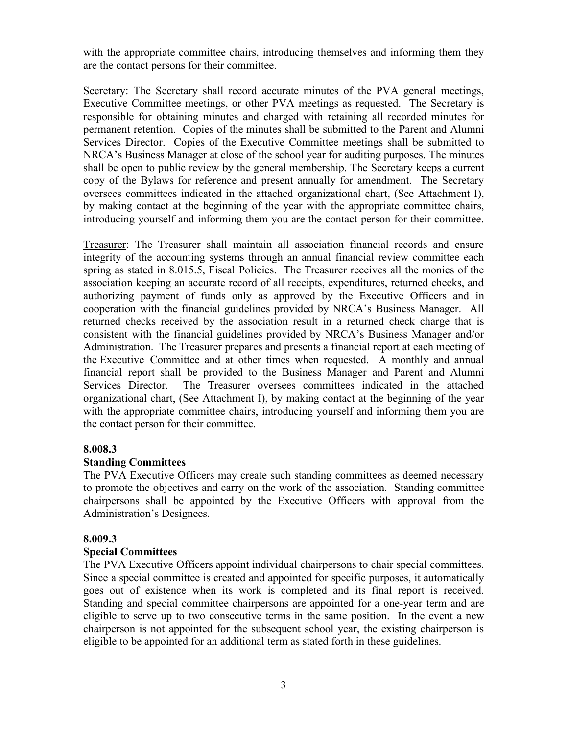with the appropriate committee chairs, introducing themselves and informing them they are the contact persons for their committee.

Secretary: The Secretary shall record accurate minutes of the PVA general meetings, Executive Committee meetings, or other PVA meetings as requested. The Secretary is responsible for obtaining minutes and charged with retaining all recorded minutes for permanent retention. Copies of the minutes shall be submitted to the Parent and Alumni Services Director. Copies of the Executive Committee meetings shall be submitted to NRCA's Business Manager at close of the school year for auditing purposes. The minutes shall be open to public review by the general membership. The Secretary keeps a current copy of the Bylaws for reference and present annually for amendment. The Secretary oversees committees indicated in the attached organizational chart, (See Attachment I), by making contact at the beginning of the year with the appropriate committee chairs, introducing yourself and informing them you are the contact person for their committee.

Treasurer: The Treasurer shall maintain all association financial records and ensure integrity of the accounting systems through an annual financial review committee each spring as stated in 8.015.5, Fiscal Policies. The Treasurer receives all the monies of the association keeping an accurate record of all receipts, expenditures, returned checks, and authorizing payment of funds only as approved by the Executive Officers and in cooperation with the financial guidelines provided by NRCA's Business Manager. All returned checks received by the association result in a returned check charge that is consistent with the financial guidelines provided by NRCA's Business Manager and/or Administration. The Treasurer prepares and presents a financial report at each meeting of the Executive Committee and at other times when requested. A monthly and annual financial report shall be provided to the Business Manager and Parent and Alumni Services Director. The Treasurer oversees committees indicated in the attached organizational chart, (See Attachment I), by making contact at the beginning of the year with the appropriate committee chairs, introducing yourself and informing them you are the contact person for their committee.

**8.008.3**

**Standing Committees**

The PVA Executive Officers may create such standing committees as deemed necessary to promote the objectives and carry on the work of the association. Standing committee chairpersons shall be appointed by the Executive Officers with approval from the Administration's Designees.

**8.009.3**

**Special Committees**

The PVA Executive Officers appoint individual chairpersons to chair special committees. Since a special committee is created and appointed for specific purposes, it automatically goes out of existence when its work is completed and its final report is received. Standing and special committee chairpersons are appointed for a one-year term and are eligible to serve up to two consecutive terms in the same position. In the event a new chairperson is not appointed for the subsequent school year, the existing chairperson is eligible to be appointed for an additional term as stated forth in these guidelines.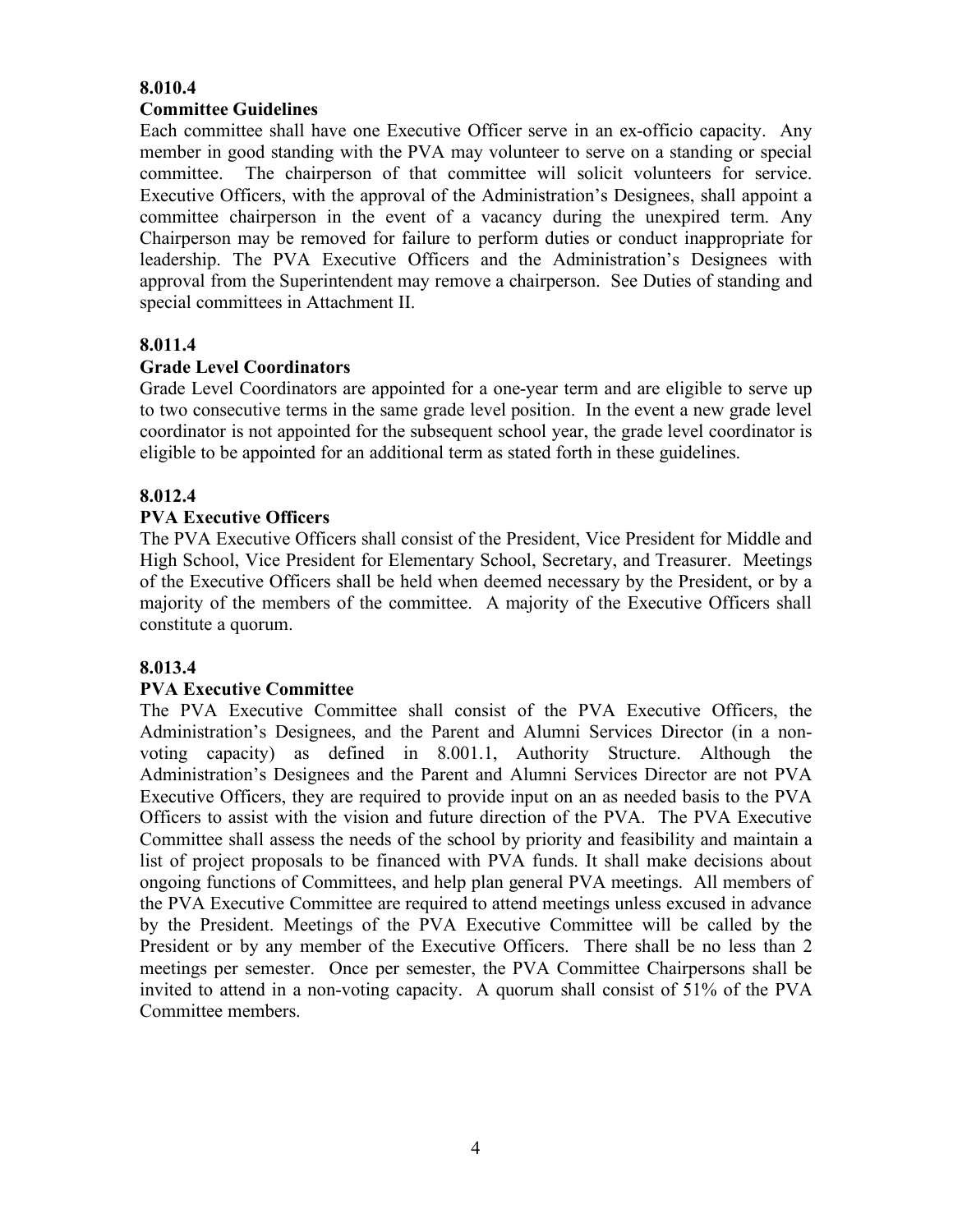**8.010.4**

**Committee Guidelines**

Each committee shall have one Executive Officer serve in an ex-officio capacity. Any member in good standing with the PVA may volunteer to serve on a standing or special committee. The chairperson of that committee will solicit volunteers for service. Executive Officers, with the approval of the Administration's Designees, shall appoint a committee chairperson in the event of a vacancy during the unexpired term. Any Chairperson may be removed for failure to perform duties or conduct inappropriate for leadership. The PVA Executive Officers and the Administration's Designees with approval from the Superintendent may remove a chairperson. See Duties of standing and special committees in Attachment II.

**8.011.4**

**Grade Level Coordinators**

Grade Level Coordinators are appointed for a one-year term and are eligible to serve up to two consecutive terms in the same grade level position. In the event a new grade level coordinator is not appointed for the subsequent school year, the grade level coordinator is eligible to be appointed for an additional term as stated forth in these guidelines.

**8.012.4**

**PVA Executive Officers**

The PVA Executive Officers shall consist of the President, Vice President for Middle and High School, Vice President for Elementary School, Secretary, and Treasurer. Meetings of the Executive Officers shall be held when deemed necessary by the President, or by a majority of the members of the committee. A majority of the Executive Officers shall constitute a quorum.

**8.013.4**

**PVA Executive Committee**

The PVA Executive Committee shall consist of the PVA Executive Officers, the Administration's Designees, and the Parent and Alumni Services Director (in a non-voting capacity) as defined in 8.001.1, Authority Structure. Although the Administration's Designees and the Parent and Alumni Services Director are not PVA Executive Officers, they are required to provide input on an as needed basis to the PVA Officers to assist with the vision and future direction of the PVA. The PVA Executive Committee shall assess the needs of the school by priority and feasibility and maintain a list of project proposals to be financed with PVA funds. It shall make decisions about ongoing functions of Committees, and help plan general PVA meetings. All members of the PVA Executive Committee are required to attend meetings unless excused in advance by the President. Meetings of the PVA Executive Committee will be called by the President or by any member of the Executive Officers. There shall be no less than 2 meetings per semester. Once per semester, the PVA Committee Chairpersons shall be invited to attend in a non-voting capacity. A quorum shall consist of 51% of the PVA Committee members.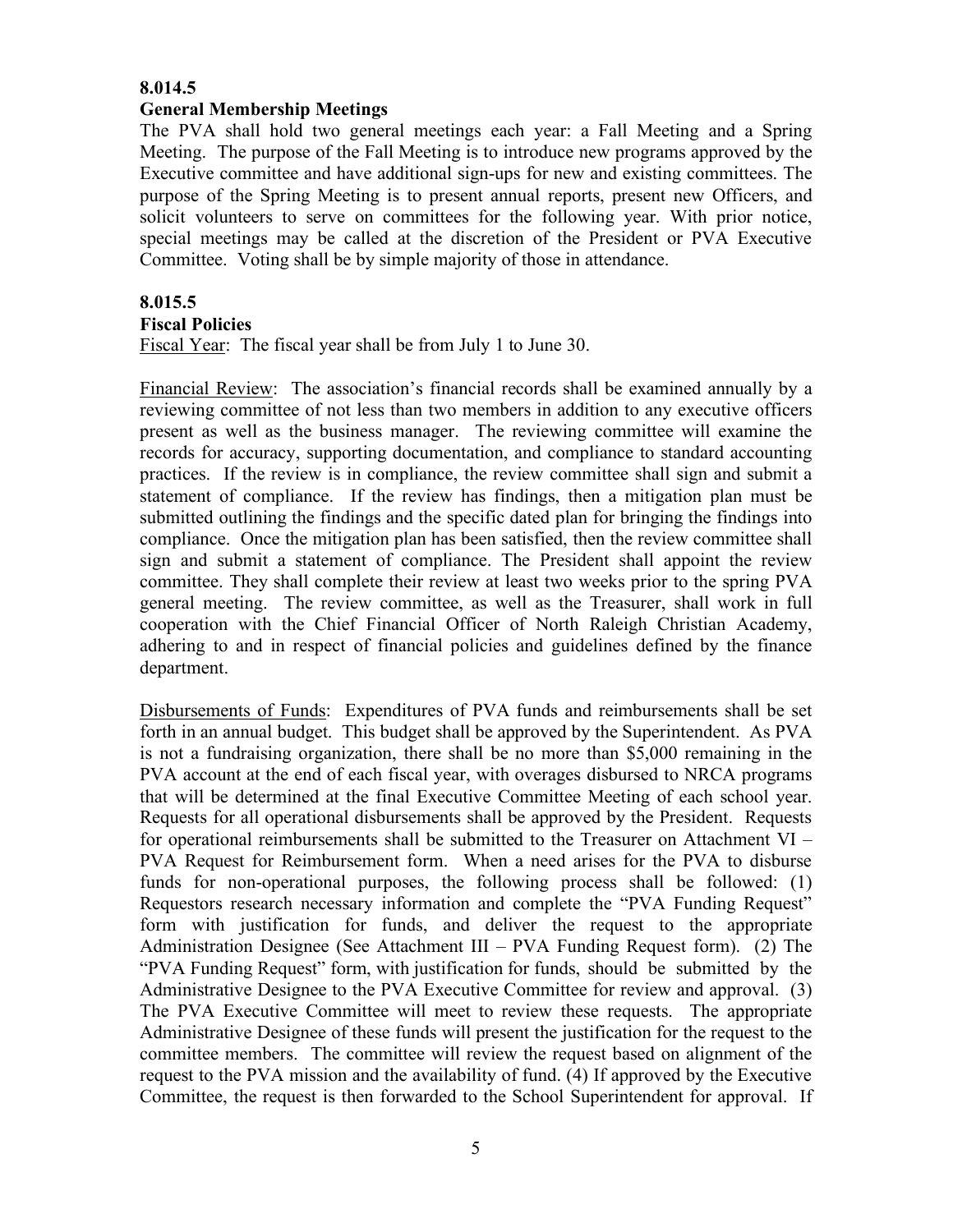**8.014.5**

**General Membership Meetings**

The PVA shall hold two general meetings each year: a Fall Meeting and a Spring Meeting. The purpose of the Fall Meeting is to introduce new programs approved by the Executive committee and have additional sign-ups for new and existing committees. The purpose of the Spring Meeting is to present annual reports, present new Officers, and solicit volunteers to serve on committees for the following year. With prior notice, special meetings may be called at the discretion of the President or PVA Executive Committee. Voting shall be by simple majority of those in attendance.

**8.015.5**

**Fiscal Policies**

Fiscal Year: The fiscal year shall be from July 1 to June 30.

Financial Review: The association's financial records shall be examined annually by a reviewing committee of not less than two members in addition to any executive officers present as well as the business manager. The reviewing committee will examine the records for accuracy, supporting documentation, and compliance to standard accounting practices. If the review is in compliance, the review committee shall sign and submit a statement of compliance. If the review has findings, then a mitigation plan must be submitted outlining the findings and the specific dated plan for bringing the findings into compliance. Once the mitigation plan has been satisfied, then the review committee shall sign and submit a statement of compliance. The President shall appoint the review committee. They shall complete their review at least two weeks prior to the spring PVA general meeting. The review committee, as well as the Treasurer, shall work in full cooperation with the Chief Financial Officer of North Raleigh Christian Academy, adhering to and in respect of financial policies and guidelines defined by the finance department.

Disbursements of Funds: Expenditures of PVA funds and reimbursements shall be set forth in an annual budget. This budget shall be approved by the Superintendent. As PVA is not a fundraising organization, there shall be no more than $5,000 remaining in the PVA account at the end of each fiscal year, with overages disbursed to NRCA programs that will be determined at the final Executive Committee Meeting of each school year. Requests for all operational disbursements shall be approved by the President. Requests for operational reimbursements shall be submitted to the Treasurer on Attachment VI – PVA Request for Reimbursement form. When a need arises for the PVA to disburse funds for non-operational purposes, the following process shall be followed: (1) Requestors research necessary information and complete the "PVA Funding Request" form with justification for funds, and deliver the request to the appropriate Administration Designee (See Attachment III – PVA Funding Request form). (2) The "PVA Funding Request" form, with justification for funds, should be submitted by the Administrative Designee to the PVA Executive Committee for review and approval. (3) The PVA Executive Committee will meet to review these requests. The appropriate Administrative Designee of these funds will present the justification for the request to the committee members. The committee will review the request based on alignment of the request to the PVA mission and the availability of fund. (4) If approved by the Executive Committee, the request is then forwarded to the School Superintendent for approval. If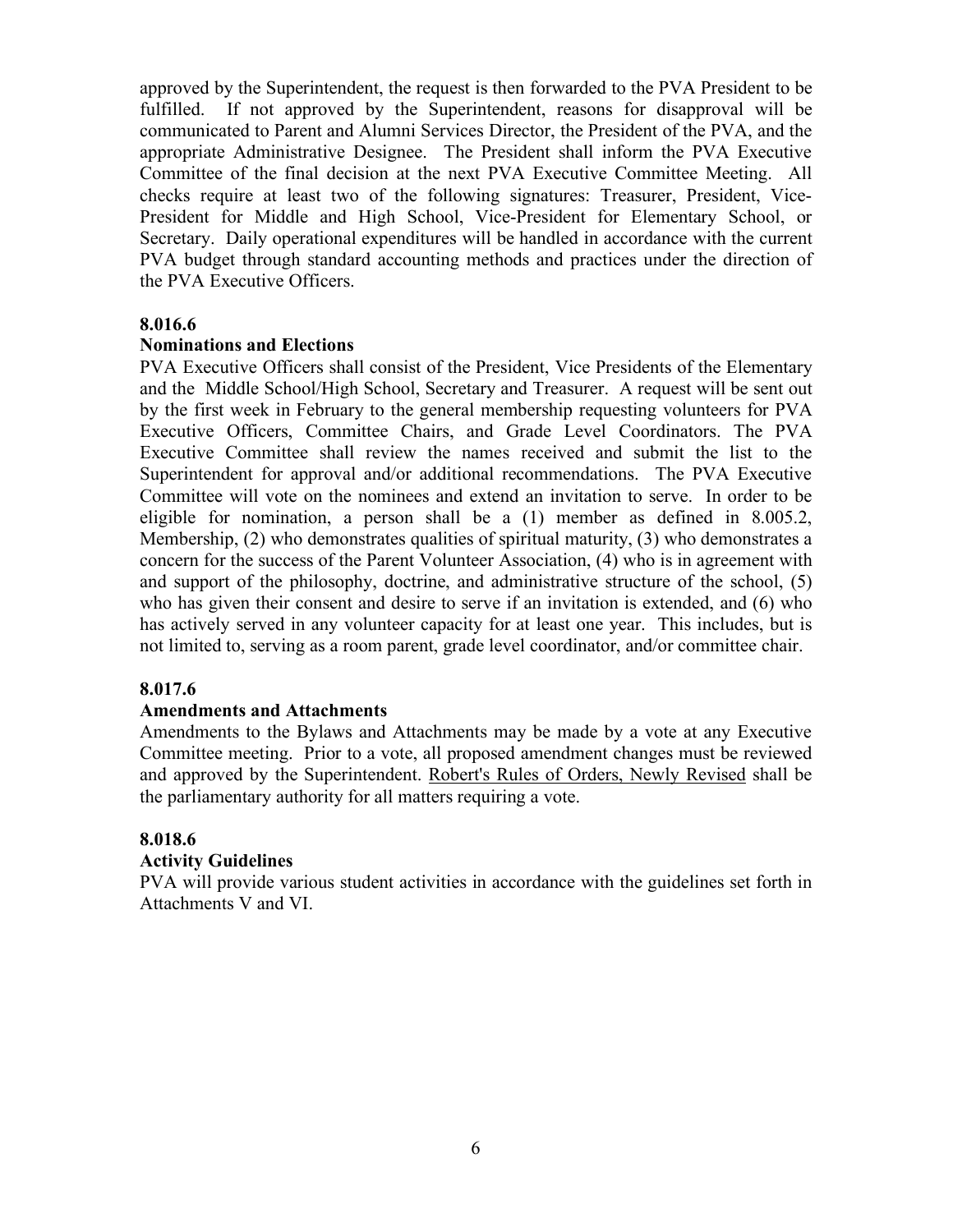approved by the Superintendent, the request is then forwarded to the PVA President to be fulfilled. If not approved by the Superintendent, reasons for disapproval will be communicated to Parent and Alumni Services Director, the President of the PVA, and the appropriate Administrative Designee. The President shall inform the PVA Executive Committee of the final decision at the next PVA Executive Committee Meeting. All checks require at least two of the following signatures: Treasurer, President, Vice-President for Middle and High School, Vice-President for Elementary School, or Secretary. Daily operational expenditures will be handled in accordance with the current PVA budget through standard accounting methods and practices under the direction of the PVA Executive Officers.

**8.016.6**

**Nominations and Elections**

PVA Executive Officers shall consist of the President, Vice Presidents of the Elementary and the Middle School/High School, Secretary and Treasurer. A request will be sent out by the first week in February to the general membership requesting volunteers for PVA Executive Officers, Committee Chairs, and Grade Level Coordinators. The PVA Executive Committee shall review the names received and submit the list to the Superintendent for approval and/or additional recommendations. The PVA Executive Committee will vote on the nominees and extend an invitation to serve. In order to be eligible for nomination, a person shall be a (1) member as defined in 8.005.2, Membership, (2) who demonstrates qualities of spiritual maturity, (3) who demonstrates a concern for the success of the Parent Volunteer Association, (4) who is in agreement with and support of the philosophy, doctrine, and administrative structure of the school, (5) who has given their consent and desire to serve if an invitation is extended, and (6) who has actively served in any volunteer capacity for at least one year. This includes, but is not limited to, serving as a room parent, grade level coordinator, and/or committee chair.

**8.017.6**

**Amendments and Attachments**

Amendments to the Bylaws and Attachments may be made by a vote at any Executive Committee meeting. Prior to a vote, all proposed amendment changes must be reviewed and approved by the Superintendent. Robert's Rules of Orders, Newly Revised shall be the parliamentary authority for all matters requiring a vote.

**8.018.6**

**Activity Guidelines**

PVA will provide various student activities in accordance with the guidelines set forth in Attachments V and VI.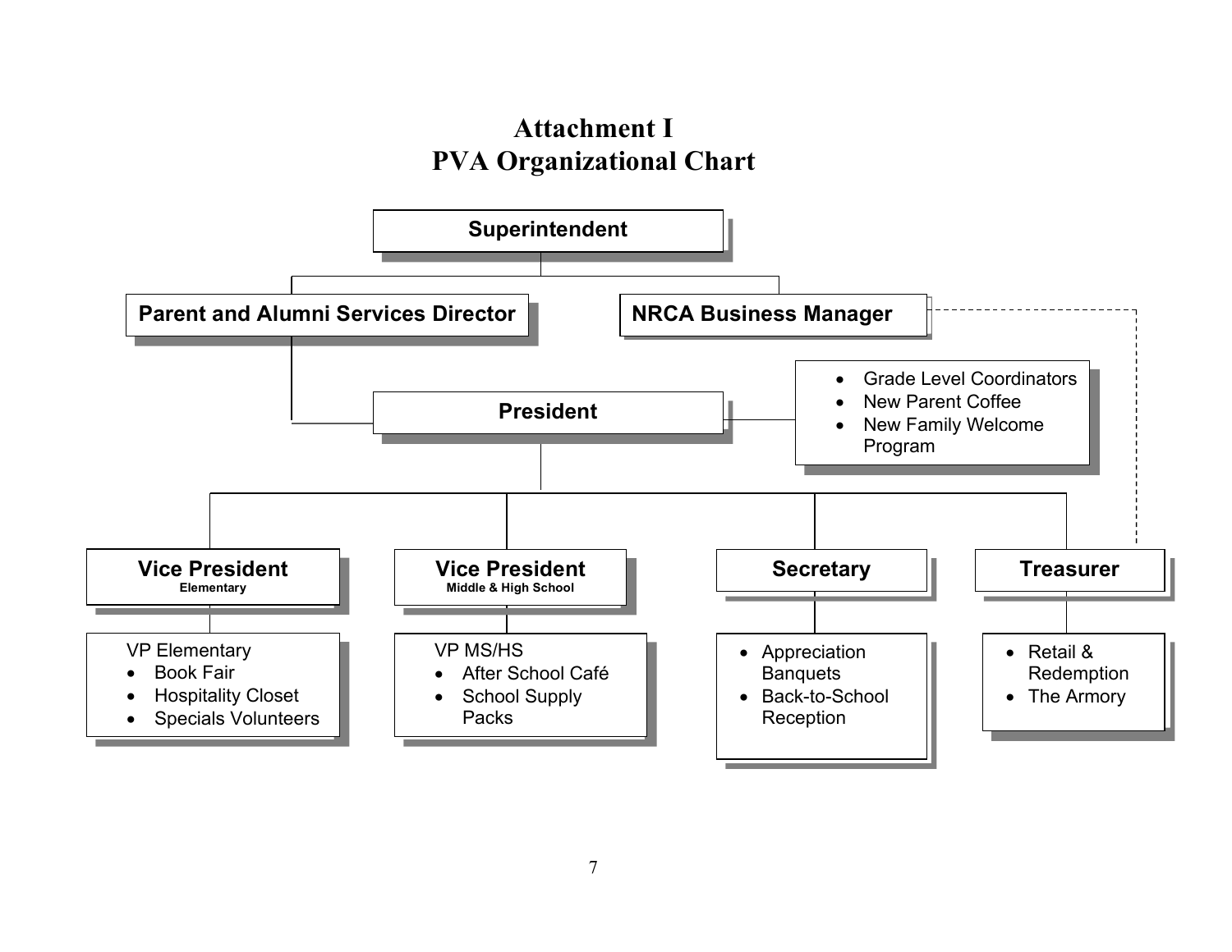# Attachment I
# PVA Organizational Chart

**Superintendent**

- **Parent and Alumni Services Director**
  - **President**
    - Grade Level Coordinators
    - New Parent Coffee
    - New Family Welcome Program
    - **Vice President** Elementary
      - VP Elementary
        - Book Fair
        - Hospitality Closet
        - Specials Volunteers
    - **Vice President** Middle & High School
      - VP MS/HS
        - After School Café
        - School Supply Packs
    - **Secretary**
      - Appreciation Banquets
      - Back-to-School Reception
    - **Treasurer**
      - Retail & Redemption
      - The Armory
- **NRCA Business Manager** (dashed line to Treasurer)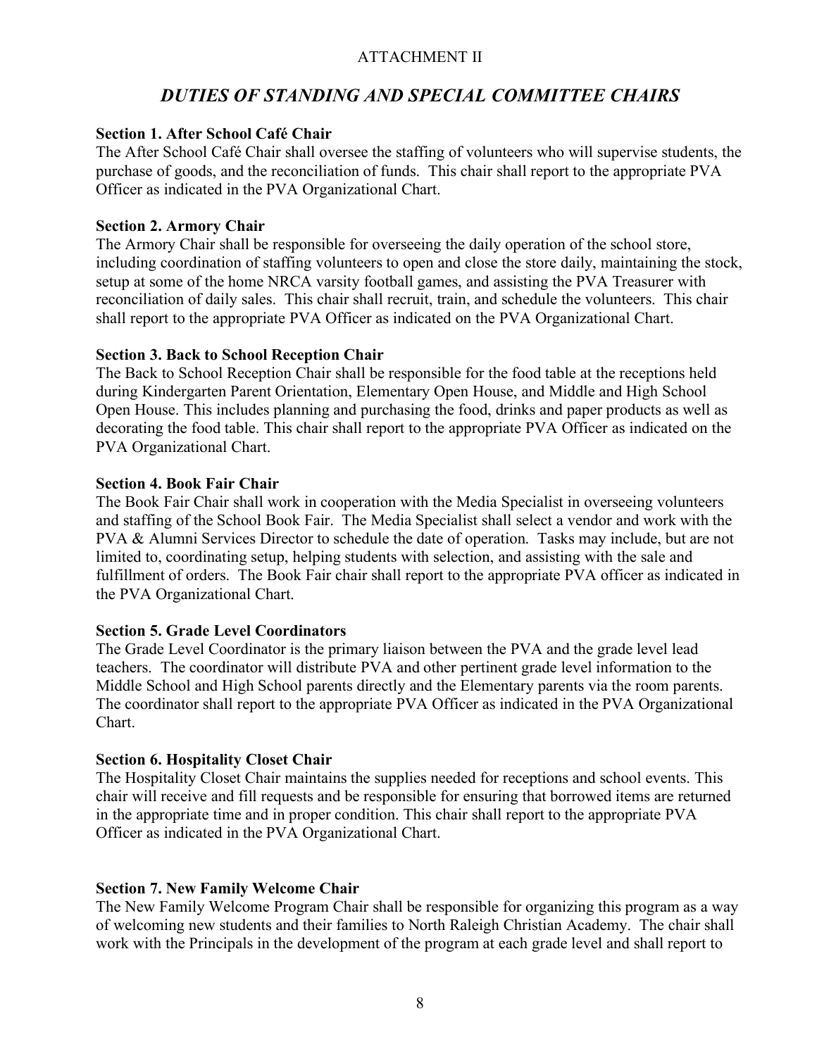ATTACHMENT II

## *DUTIES OF STANDING AND SPECIAL COMMITTEE CHAIRS*

**Section 1. After School Café Chair**
The After School Café Chair shall oversee the staffing of volunteers who will supervise students, the purchase of goods, and the reconciliation of funds. This chair shall report to the appropriate PVA Officer as indicated in the PVA Organizational Chart.

**Section 2. Armory Chair**
The Armory Chair shall be responsible for overseeing the daily operation of the school store, including coordination of staffing volunteers to open and close the store daily, maintaining the stock, setup at some of the home NRCA varsity football games, and assisting the PVA Treasurer with reconciliation of daily sales. This chair shall recruit, train, and schedule the volunteers. This chair shall report to the appropriate PVA Officer as indicated on the PVA Organizational Chart.

**Section 3. Back to School Reception Chair**
The Back to School Reception Chair shall be responsible for the food table at the receptions held during Kindergarten Parent Orientation, Elementary Open House, and Middle and High School Open House. This includes planning and purchasing the food, drinks and paper products as well as decorating the food table. This chair shall report to the appropriate PVA Officer as indicated on the PVA Organizational Chart.

**Section 4. Book Fair Chair**
The Book Fair Chair shall work in cooperation with the Media Specialist in overseeing volunteers and staffing of the School Book Fair. The Media Specialist shall select a vendor and work with the PVA & Alumni Services Director to schedule the date of operation. Tasks may include, but are not limited to, coordinating setup, helping students with selection, and assisting with the sale and fulfillment of orders. The Book Fair chair shall report to the appropriate PVA officer as indicated in the PVA Organizational Chart.

**Section 5. Grade Level Coordinators**
The Grade Level Coordinator is the primary liaison between the PVA and the grade level lead teachers. The coordinator will distribute PVA and other pertinent grade level information to the Middle School and High School parents directly and the Elementary parents via the room parents. The coordinator shall report to the appropriate PVA Officer as indicated in the PVA Organizational Chart.

**Section 6. Hospitality Closet Chair**
The Hospitality Closet Chair maintains the supplies needed for receptions and school events. This chair will receive and fill requests and be responsible for ensuring that borrowed items are returned in the appropriate time and in proper condition. This chair shall report to the appropriate PVA Officer as indicated in the PVA Organizational Chart.

**Section 7. New Family Welcome Chair**
The New Family Welcome Program Chair shall be responsible for organizing this program as a way of welcoming new students and their families to North Raleigh Christian Academy. The chair shall work with the Principals in the development of the program at each grade level and shall report to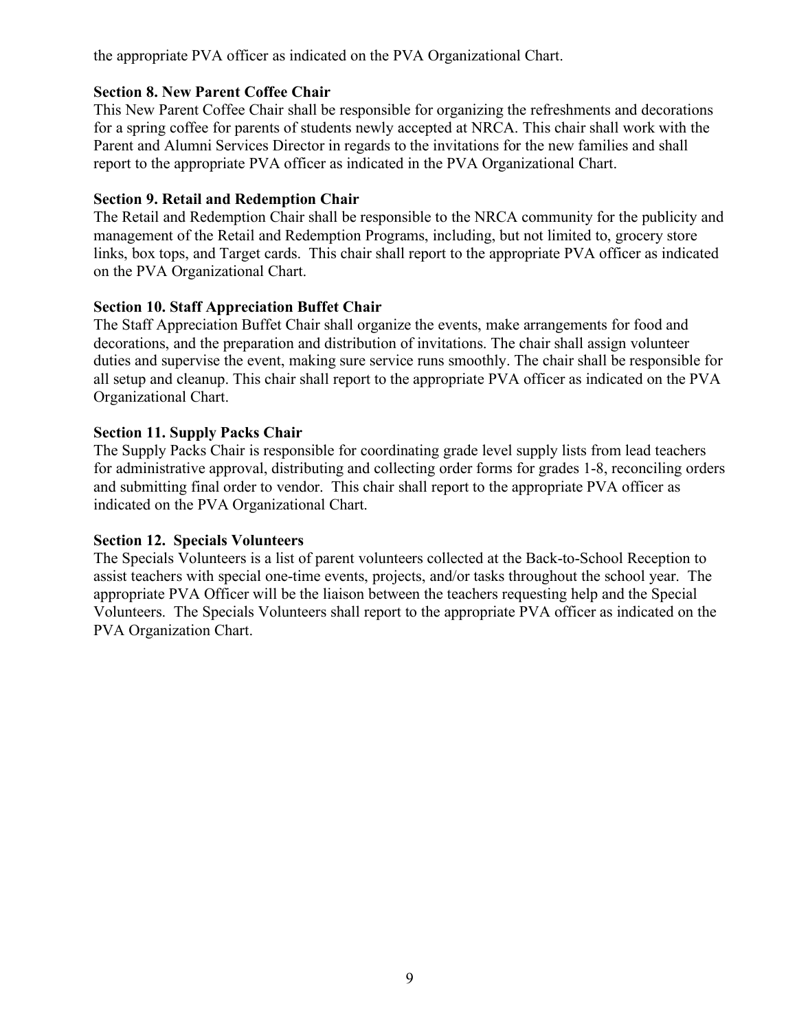the appropriate PVA officer as indicated on the PVA Organizational Chart.

**Section 8. New Parent Coffee Chair**

This New Parent Coffee Chair shall be responsible for organizing the refreshments and decorations for a spring coffee for parents of students newly accepted at NRCA. This chair shall work with the Parent and Alumni Services Director in regards to the invitations for the new families and shall report to the appropriate PVA officer as indicated in the PVA Organizational Chart.

**Section 9. Retail and Redemption Chair**

The Retail and Redemption Chair shall be responsible to the NRCA community for the publicity and management of the Retail and Redemption Programs, including, but not limited to, grocery store links, box tops, and Target cards. This chair shall report to the appropriate PVA officer as indicated on the PVA Organizational Chart.

**Section 10. Staff Appreciation Buffet Chair**

The Staff Appreciation Buffet Chair shall organize the events, make arrangements for food and decorations, and the preparation and distribution of invitations. The chair shall assign volunteer duties and supervise the event, making sure service runs smoothly. The chair shall be responsible for all setup and cleanup. This chair shall report to the appropriate PVA officer as indicated on the PVA Organizational Chart.

**Section 11. Supply Packs Chair**

The Supply Packs Chair is responsible for coordinating grade level supply lists from lead teachers for administrative approval, distributing and collecting order forms for grades 1-8, reconciling orders and submitting final order to vendor. This chair shall report to the appropriate PVA officer as indicated on the PVA Organizational Chart.

**Section 12. Specials Volunteers**

The Specials Volunteers is a list of parent volunteers collected at the Back-to-School Reception to assist teachers with special one-time events, projects, and/or tasks throughout the school year. The appropriate PVA Officer will be the liaison between the teachers requesting help and the Special Volunteers. The Specials Volunteers shall report to the appropriate PVA officer as indicated on the PVA Organization Chart.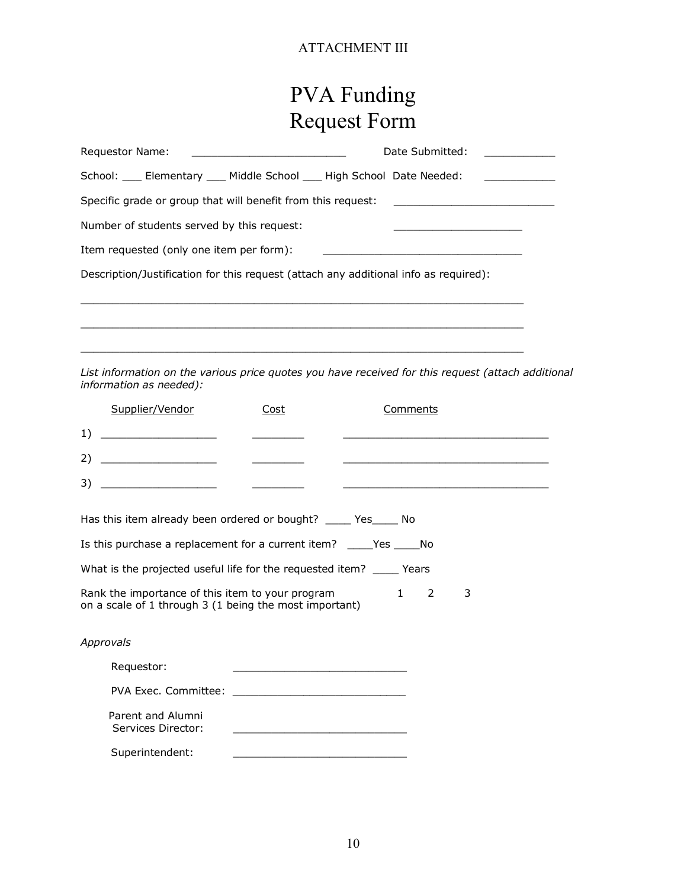ATTACHMENT III

# PVA Funding Request Form

Requestor Name: ________________________ Date Submitted: ___________

School: ___ Elementary ___ Middle School ___ High School Date Needed: ___________

Specific grade or group that will benefit from this request: _________________________

Number of students served by this request: ____________________

Item requested (only one item per form): _______________________________

Description/Justification for this request (attach any additional info as required):

_____________________________________________________________________

_____________________________________________________________________

_____________________________________________________________________

*List information on the various price quotes you have received for this request (attach additional information as needed):*

| | Supplier/Vendor | Cost | Comments |
|---|---|---|---|
| 1) | __________________ | ________ | ________________________________ |
| 2) | __________________ | ________ | ________________________________ |
| 3) | __________________ | ________ | ________________________________ |

Has this item already been ordered or bought? ____ Yes____ No

Is this purchase a replacement for a current item? ____Yes ____No

What is the projected useful life for the requested item? ____ Years

Rank the importance of this item to your program on a scale of 1 through 3 (1 being the most important) 1 2 3

*Approvals*

Requestor: ___________________________

PVA Exec. Committee: ___________________________

Parent and Alumni Services Director: ___________________________

Superintendent: ___________________________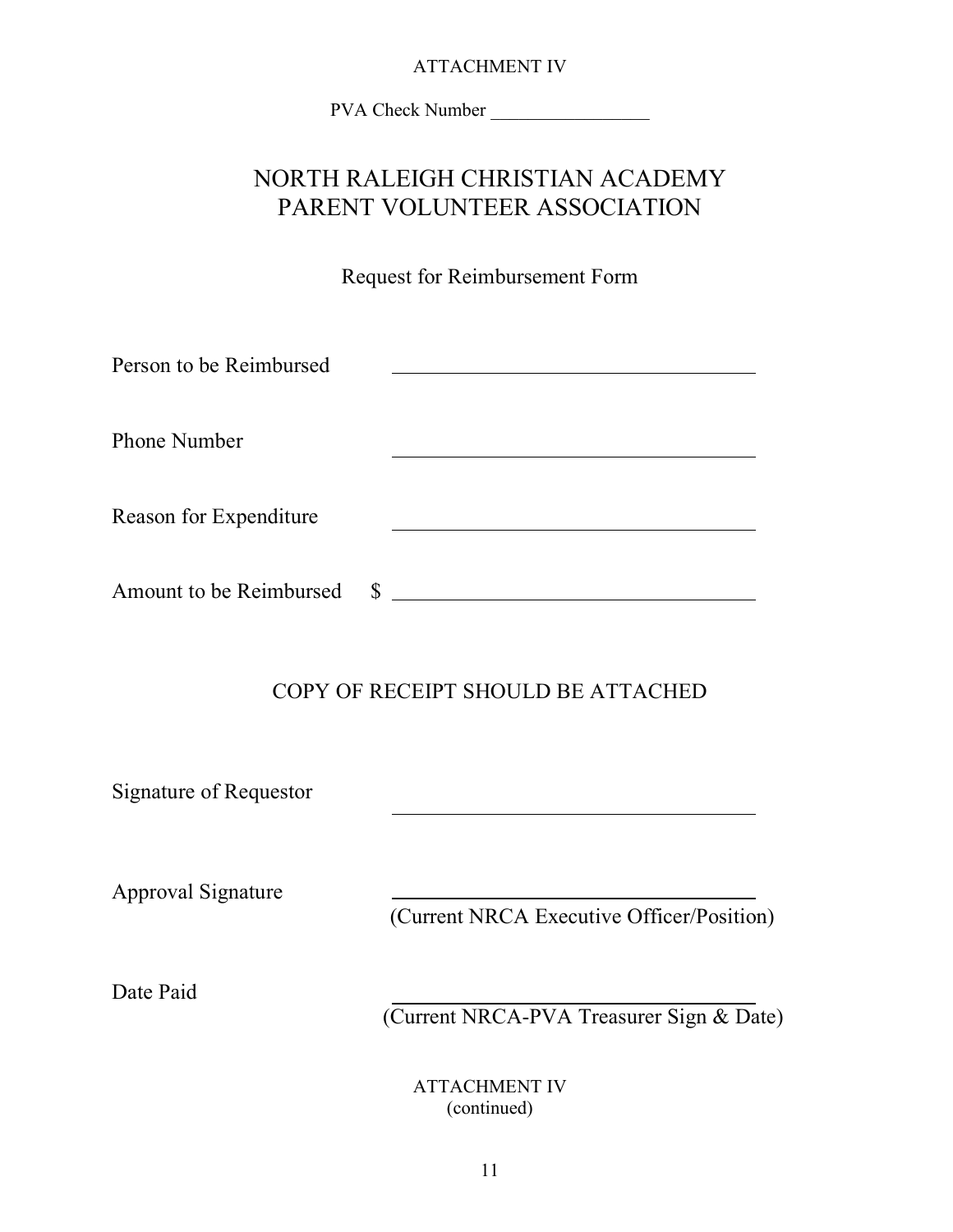ATTACHMENT IV

PVA Check Number _________________

# NORTH RALEIGH CHRISTIAN ACADEMY
# PARENT VOLUNTEER ASSOCIATION

Request for Reimbursement Form

Person to be Reimbursed ___________________________________

Phone Number ___________________________________

Reason for Expenditure ___________________________________

Amount to be Reimbursed $ ___________________________________

COPY OF RECEIPT SHOULD BE ATTACHED

Signature of Requestor ___________________________________

Approval Signature ___________________________________
(Current NRCA Executive Officer/Position)

Date Paid ___________________________________
(Current NRCA-PVA Treasurer Sign & Date)

ATTACHMENT IV
(continued)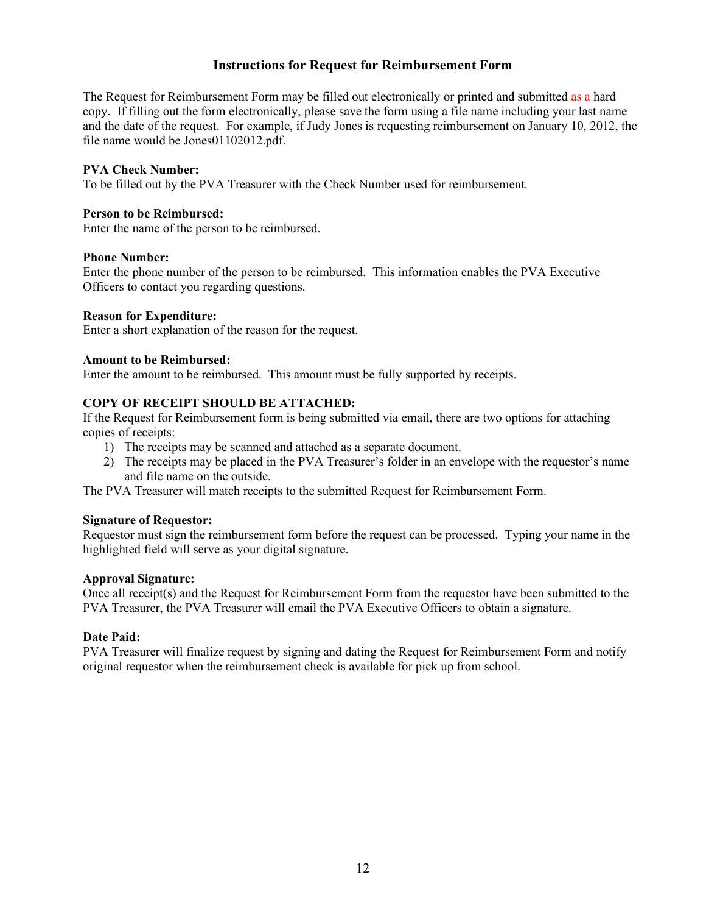## Instructions for Request for Reimbursement Form

The Request for Reimbursement Form may be filled out electronically or printed and submitted as a hard copy. If filling out the form electronically, please save the form using a file name including your last name and the date of the request. For example, if Judy Jones is requesting reimbursement on January 10, 2012, the file name would be Jones01102012.pdf.

**PVA Check Number:**
To be filled out by the PVA Treasurer with the Check Number used for reimbursement.

**Person to be Reimbursed:**
Enter the name of the person to be reimbursed.

**Phone Number:**
Enter the phone number of the person to be reimbursed. This information enables the PVA Executive Officers to contact you regarding questions.

**Reason for Expenditure:**
Enter a short explanation of the reason for the request.

**Amount to be Reimbursed:**
Enter the amount to be reimbursed. This amount must be fully supported by receipts.

**COPY OF RECEIPT SHOULD BE ATTACHED:**
If the Request for Reimbursement form is being submitted via email, there are two options for attaching copies of receipts:

1) The receipts may be scanned and attached as a separate document.
2) The receipts may be placed in the PVA Treasurer's folder in an envelope with the requestor's name and file name on the outside.

The PVA Treasurer will match receipts to the submitted Request for Reimbursement Form.

**Signature of Requestor:**
Requestor must sign the reimbursement form before the request can be processed. Typing your name in the highlighted field will serve as your digital signature.

**Approval Signature:**
Once all receipt(s) and the Request for Reimbursement Form from the requestor have been submitted to the PVA Treasurer, the PVA Treasurer will email the PVA Executive Officers to obtain a signature.

**Date Paid:**
PVA Treasurer will finalize request by signing and dating the Request for Reimbursement Form and notify original requestor when the reimbursement check is available for pick up from school.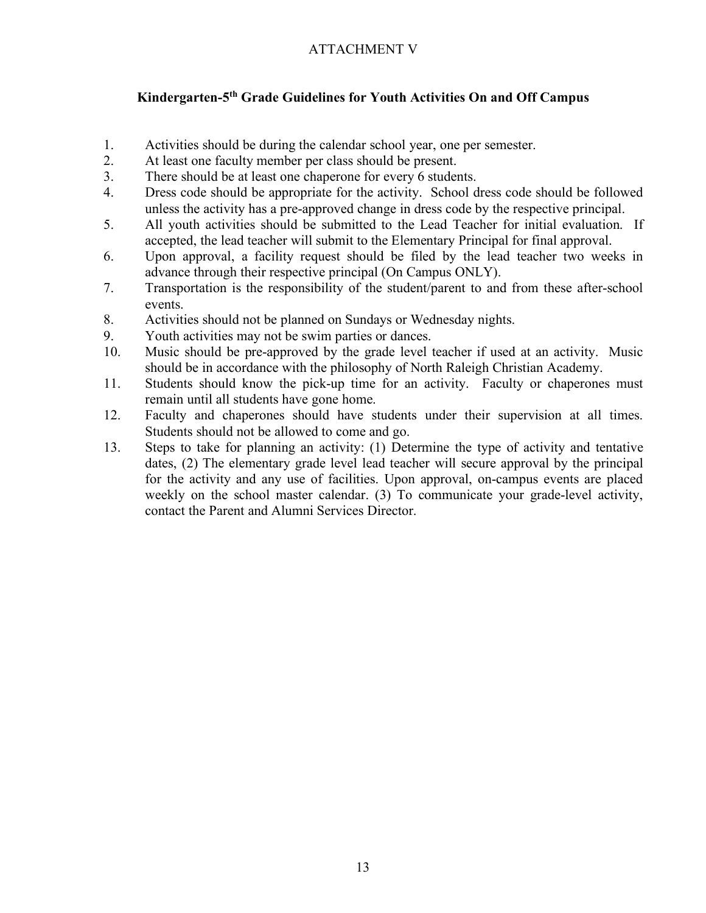ATTACHMENT V

## Kindergarten-5th Grade Guidelines for Youth Activities On and Off Campus

1. Activities should be during the calendar school year, one per semester.
2. At least one faculty member per class should be present.
3. There should be at least one chaperone for every 6 students.
4. Dress code should be appropriate for the activity. School dress code should be followed unless the activity has a pre-approved change in dress code by the respective principal.
5. All youth activities should be submitted to the Lead Teacher for initial evaluation. If accepted, the lead teacher will submit to the Elementary Principal for final approval.
6. Upon approval, a facility request should be filed by the lead teacher two weeks in advance through their respective principal (On Campus ONLY).
7. Transportation is the responsibility of the student/parent to and from these after-school events.
8. Activities should not be planned on Sundays or Wednesday nights.
9. Youth activities may not be swim parties or dances.
10. Music should be pre-approved by the grade level teacher if used at an activity. Music should be in accordance with the philosophy of North Raleigh Christian Academy.
11. Students should know the pick-up time for an activity. Faculty or chaperones must remain until all students have gone home.
12. Faculty and chaperones should have students under their supervision at all times. Students should not be allowed to come and go.
13. Steps to take for planning an activity: (1) Determine the type of activity and tentative dates, (2) The elementary grade level lead teacher will secure approval by the principal for the activity and any use of facilities. Upon approval, on-campus events are placed weekly on the school master calendar. (3) To communicate your grade-level activity, contact the Parent and Alumni Services Director.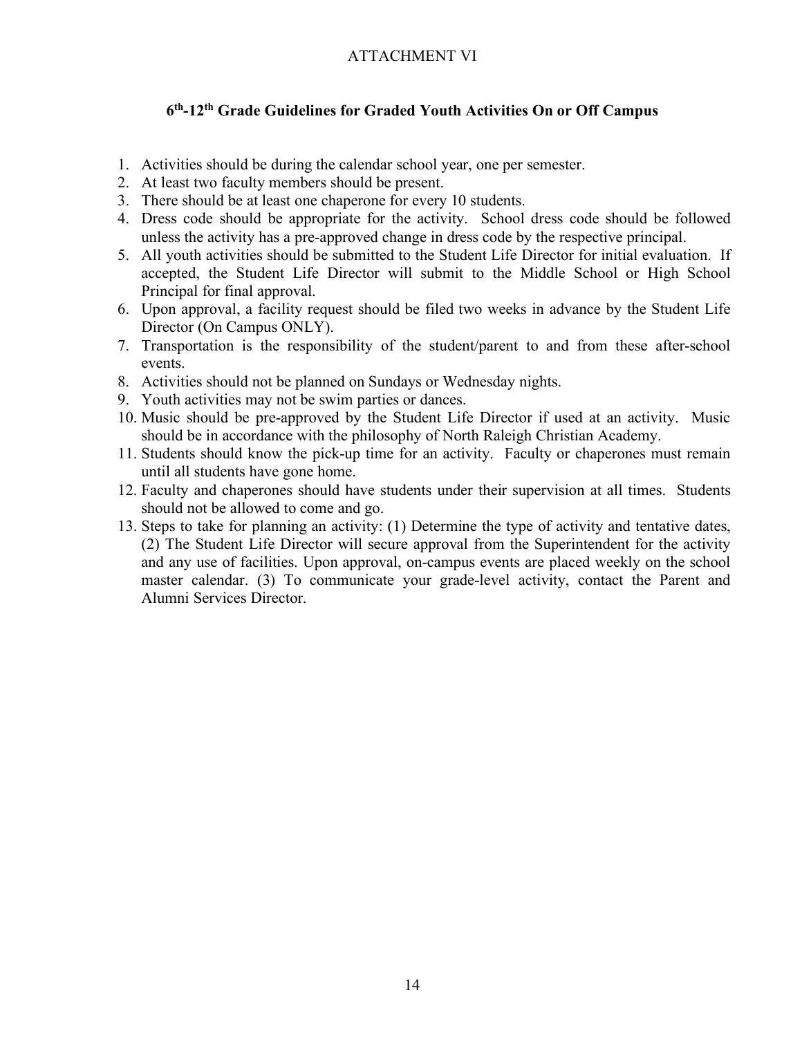ATTACHMENT VI

## 6th-12th Grade Guidelines for Graded Youth Activities On or Off Campus

1. Activities should be during the calendar school year, one per semester.
2. At least two faculty members should be present.
3. There should be at least one chaperone for every 10 students.
4. Dress code should be appropriate for the activity. School dress code should be followed unless the activity has a pre-approved change in dress code by the respective principal.
5. All youth activities should be submitted to the Student Life Director for initial evaluation. If accepted, the Student Life Director will submit to the Middle School or High School Principal for final approval.
6. Upon approval, a facility request should be filed two weeks in advance by the Student Life Director (On Campus ONLY).
7. Transportation is the responsibility of the student/parent to and from these after-school events.
8. Activities should not be planned on Sundays or Wednesday nights.
9. Youth activities may not be swim parties or dances.
10. Music should be pre-approved by the Student Life Director if used at an activity. Music should be in accordance with the philosophy of North Raleigh Christian Academy.
11. Students should know the pick-up time for an activity. Faculty or chaperones must remain until all students have gone home.
12. Faculty and chaperones should have students under their supervision at all times. Students should not be allowed to come and go.
13. Steps to take for planning an activity: (1) Determine the type of activity and tentative dates, (2) The Student Life Director will secure approval from the Superintendent for the activity and any use of facilities. Upon approval, on-campus events are placed weekly on the school master calendar. (3) To communicate your grade-level activity, contact the Parent and Alumni Services Director.